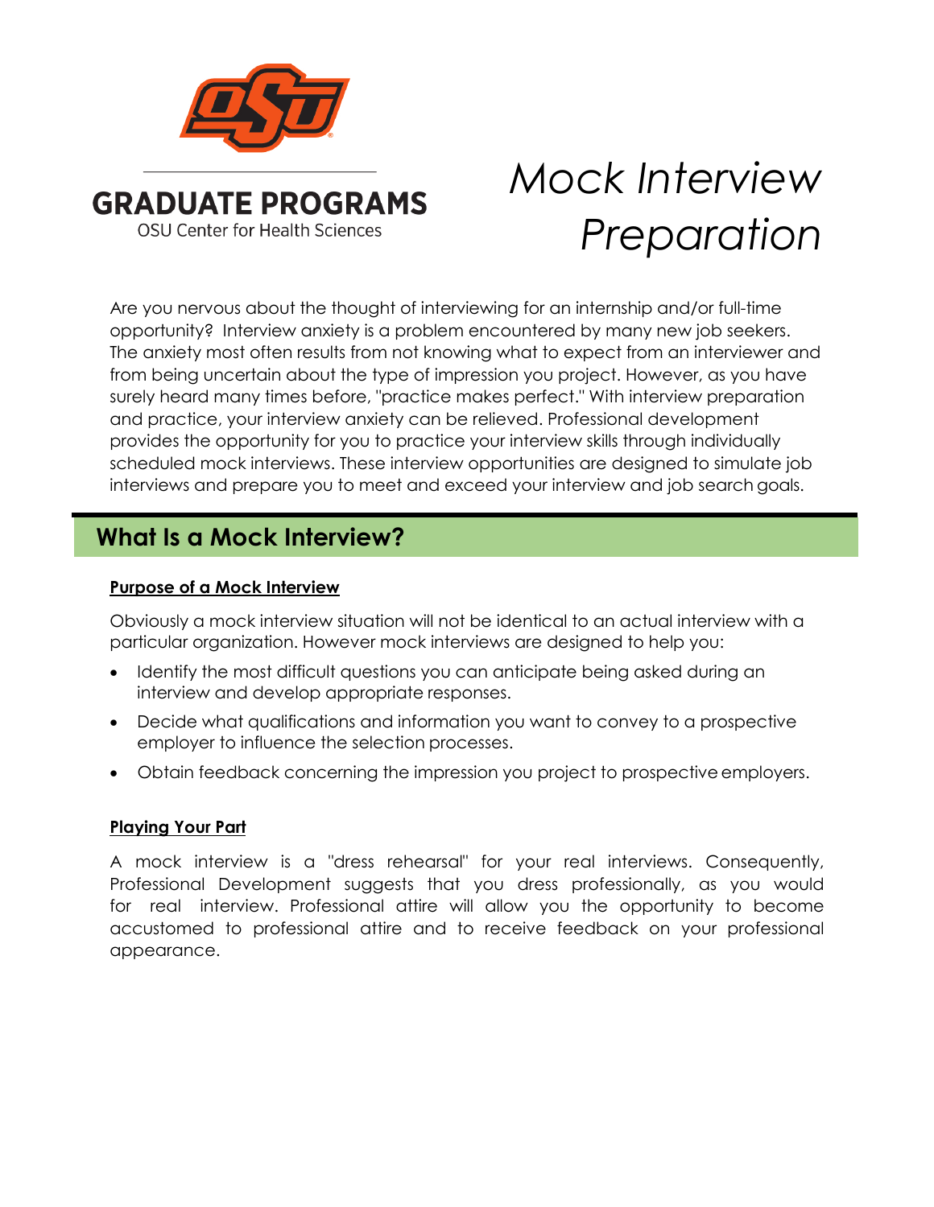GRADUATE PROGRAMS

OSU Center for Health Sciences

# *Mock Interview Preparation*

Are you nervous about the thought of interviewing for an internship and/or full-time opportunity? Interview anxiety is a problem encountered by many new job seekers. The anxiety most often results from not knowing what to expect from an interviewer and from being uncertain about the type of impression you project. However, as you have surely heard many times before, "practice makes perfect." With interview preparation and practice, your interview anxiety can be relieved. Professional development provides the opportunity for you to practice your interview skills through individually scheduled mock interviews. These interview opportunities are designed to simulate job interviews and prepare you to meet and exceed your interview and job search goals.

## What Is a Mock Interview?

### Purpose of a Mock Interview

Obviously a mock interview situation will not be identical to an actual interview with a particular organization. However mock interviews are designed to help you:

- Identify the most difficult questions you can anticipate being asked during an interview and develop appropriate responses.
- Decide what qualifications and information you want to convey to a prospective employer to influence the selection processes.
- Obtain feedback concerning the impression you project to prospective employers.

### Playing Your Part

A mock interview is a "dress rehearsal" for your real interviews. Consequently, Professional Development suggests that you dress professionally, as you would for real interview. Professional attire will allow you the opportunity to become accustomed to professional attire and to receive feedback on your professional appearance.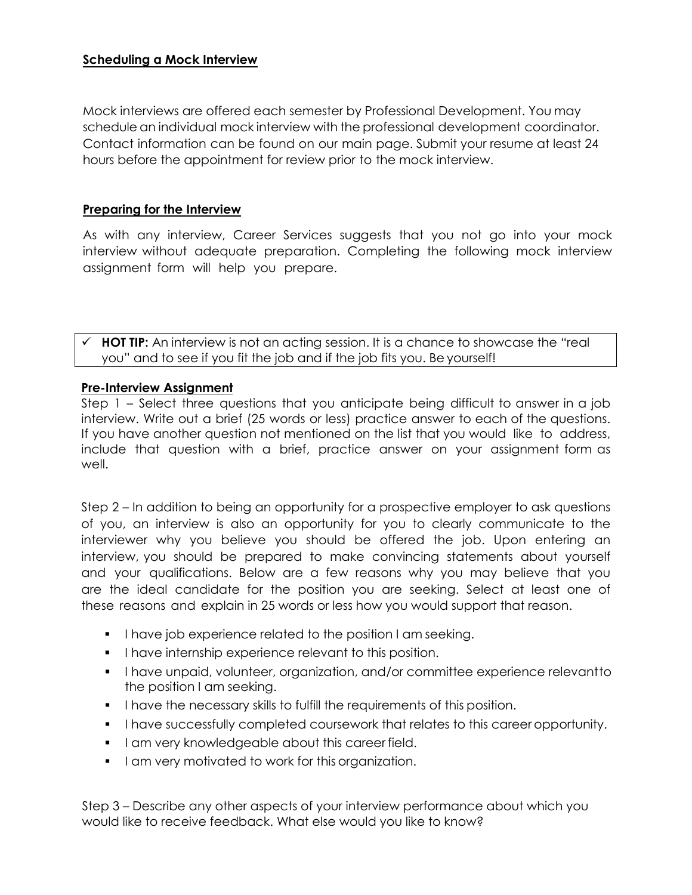**Scheduling a Mock Interview**

Mock interviews are offered each semester by Professional Development. You may schedule an individual mock interview with the professional development coordinator. Contact information can be found on our main page. Submit your resume at least 24 hours before the appointment for review prior to the mock interview.

**Preparing for the Interview**

As with any interview, Career Services suggests that you not go into your mock interview without adequate preparation. Completing the following mock interview assignment form will help you prepare.

✓ **HOT TIP:** An interview is not an acting session. It is a chance to showcase the "real you" and to see if you fit the job and if the job fits you. Be yourself!

**Pre-Interview Assignment**

Step 1 – Select three questions that you anticipate being difficult to answer in a job interview. Write out a brief (25 words or less) practice answer to each of the questions. If you have another question not mentioned on the list that you would like to address, include that question with a brief, practice answer on your assignment form as well.

Step 2 – In addition to being an opportunity for a prospective employer to ask questions of you, an interview is also an opportunity for you to clearly communicate to the interviewer why you believe you should be offered the job. Upon entering an interview, you should be prepared to make convincing statements about yourself and your qualifications. Below are a few reasons why you may believe that you are the ideal candidate for the position you are seeking. Select at least one of these reasons and explain in 25 words or less how you would support that reason.

- I have job experience related to the position I am seeking.
- I have internship experience relevant to this position.
- I have unpaid, volunteer, organization, and/or committee experience relevant to the position I am seeking.
- I have the necessary skills to fulfill the requirements of this position.
- I have successfully completed coursework that relates to this career opportunity.
- I am very knowledgeable about this career field.
- I am very motivated to work for this organization.

Step 3 – Describe any other aspects of your interview performance about which you would like to receive feedback. What else would you like to know?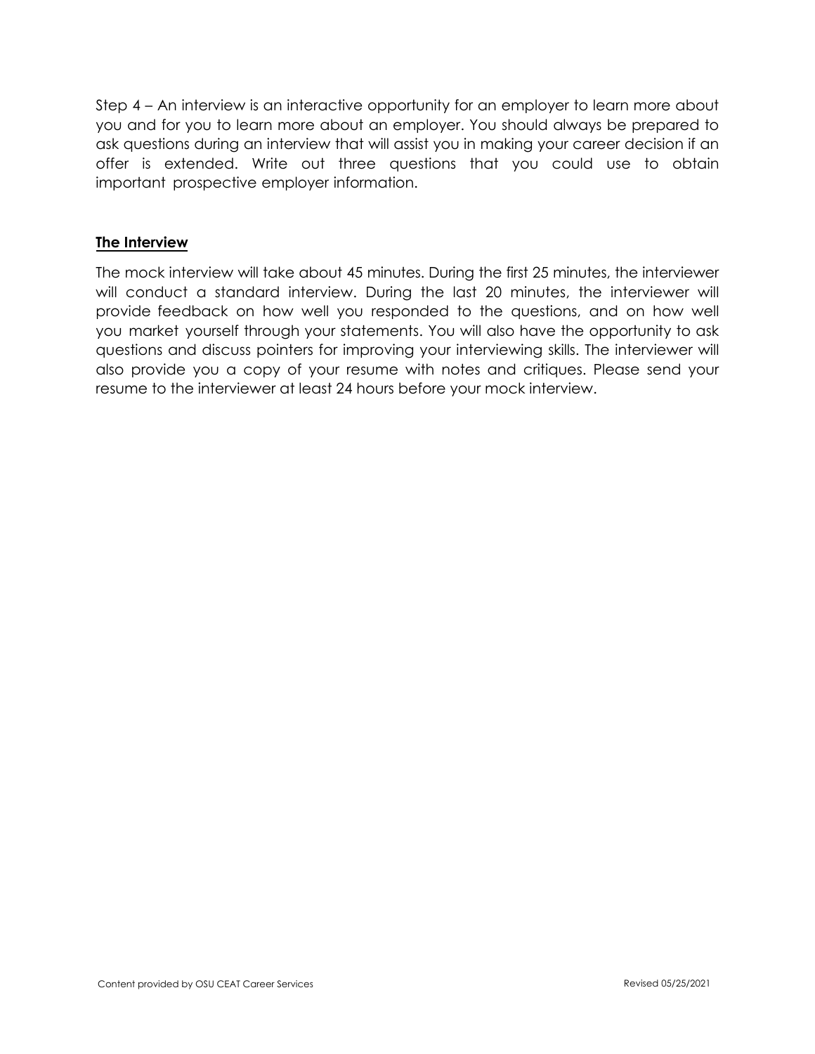Step 4 – An interview is an interactive opportunity for an employer to learn more about you and for you to learn more about an employer. You should always be prepared to ask questions during an interview that will assist you in making your career decision if an offer is extended. Write out three questions that you could use to obtain important prospective employer information.

## **The Interview**

The mock interview will take about 45 minutes. During the first 25 minutes, the interviewer will conduct a standard interview. During the last 20 minutes, the interviewer will provide feedback on how well you responded to the questions, and on how well you market yourself through your statements. You will also have the opportunity to ask questions and discuss pointers for improving your interviewing skills. The interviewer will also provide you a copy of your resume with notes and critiques. Please send your resume to the interviewer at least 24 hours before your mock interview.